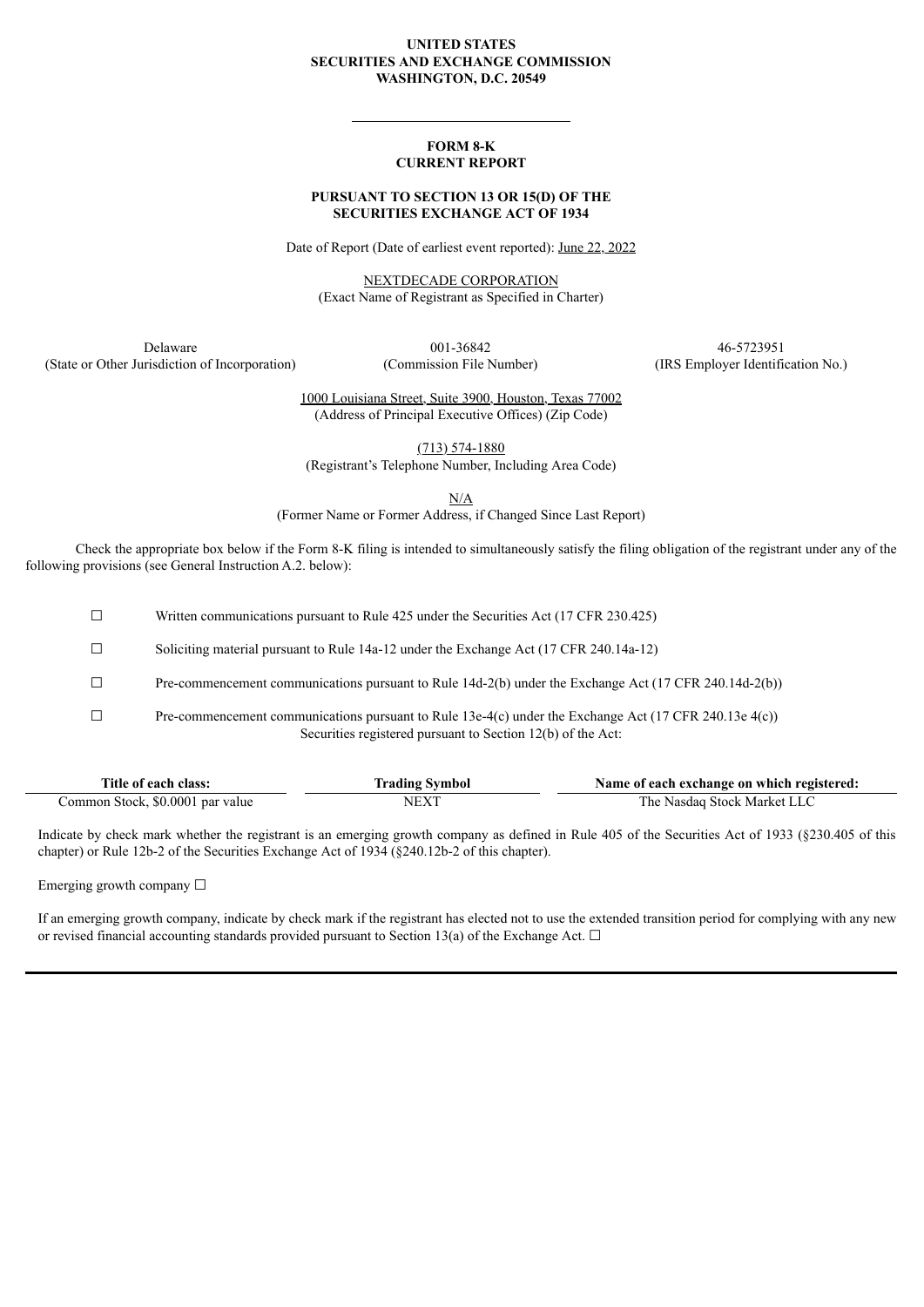**UNITED STATES**
**SECURITIES AND EXCHANGE COMMISSION**
**WASHINGTON, D.C. 20549**

---

**FORM 8-K**
**CURRENT REPORT**

**PURSUANT TO SECTION 13 OR 15(D) OF THE**
**SECURITIES EXCHANGE ACT OF 1934**

Date of Report (Date of earliest event reported): June 22, 2022

NEXTDECADE CORPORATION
(Exact Name of Registrant as Specified in Charter)

| | | |
|---|---|---|
| Delaware | 001-36842 | 46-5723951 |
| (State or Other Jurisdiction of Incorporation) | (Commission File Number) | (IRS Employer Identification No.) |

1000 Louisiana Street, Suite 3900, Houston, Texas 77002
(Address of Principal Executive Offices) (Zip Code)

(713) 574-1880
(Registrant's Telephone Number, Including Area Code)

N/A
(Former Name or Former Address, if Changed Since Last Report)

Check the appropriate box below if the Form 8-K filing is intended to simultaneously satisfy the filing obligation of the registrant under any of the following provisions (see General Instruction A.2. below):

☐ Written communications pursuant to Rule 425 under the Securities Act (17 CFR 230.425)

☐ Soliciting material pursuant to Rule 14a-12 under the Exchange Act (17 CFR 240.14a-12)

☐ Pre-commencement communications pursuant to Rule 14d-2(b) under the Exchange Act (17 CFR 240.14d-2(b))

☐ Pre-commencement communications pursuant to Rule 13e-4(c) under the Exchange Act (17 CFR 240.13e 4(c))

Securities registered pursuant to Section 12(b) of the Act:

| Title of each class: | Trading Symbol | Name of each exchange on which registered: |
|---|---|---|
| Common Stock, $0.0001 par value | NEXT | The Nasdaq Stock Market LLC |

Indicate by check mark whether the registrant is an emerging growth company as defined in Rule 405 of the Securities Act of 1933 (§230.405 of this chapter) or Rule 12b-2 of the Securities Exchange Act of 1934 (§240.12b-2 of this chapter).

Emerging growth company ☐

If an emerging growth company, indicate by check mark if the registrant has elected not to use the extended transition period for complying with any new or revised financial accounting standards provided pursuant to Section 13(a) of the Exchange Act. ☐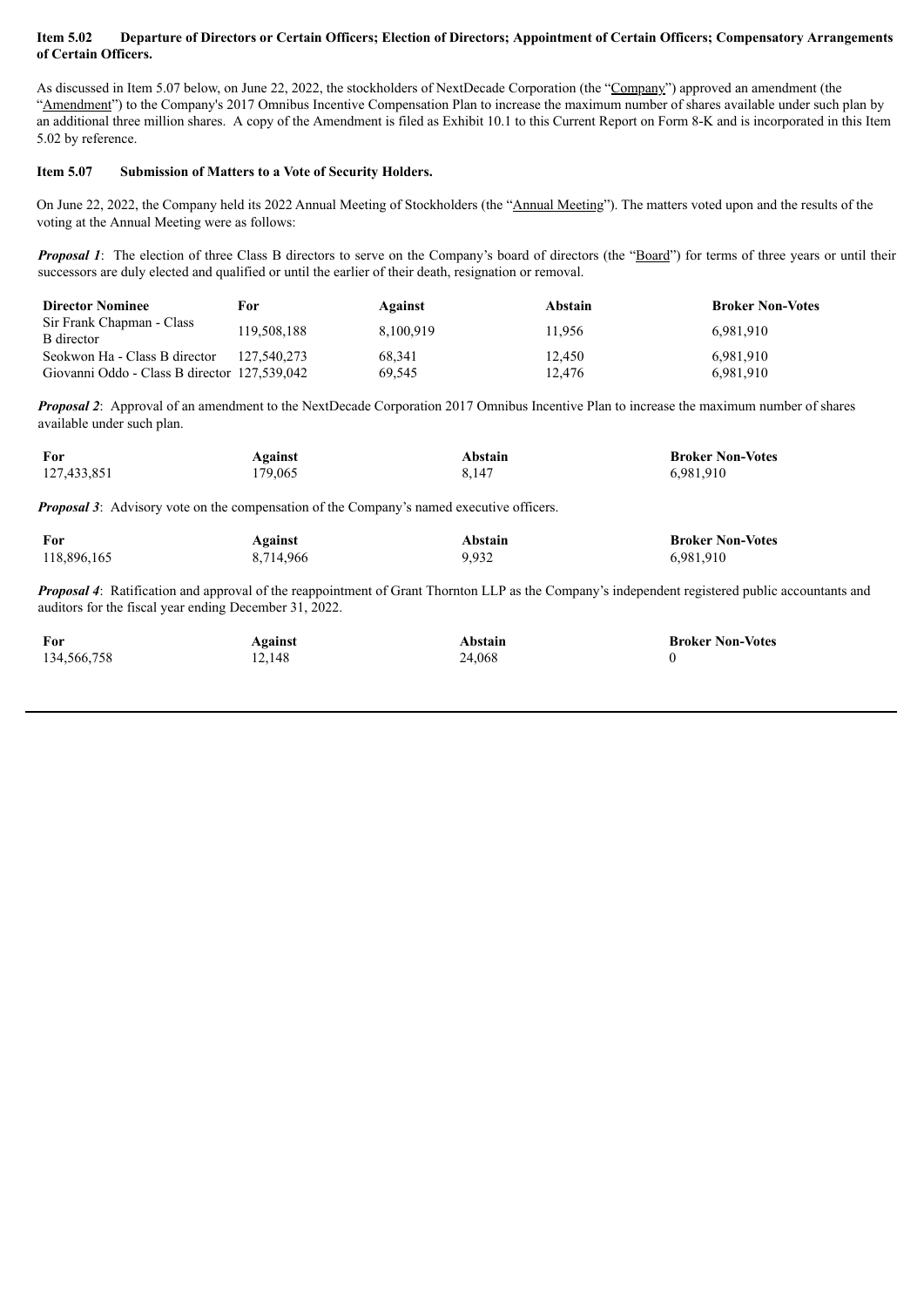**Item 5.02 Departure of Directors or Certain Officers; Election of Directors; Appointment of Certain Officers; Compensatory Arrangements of Certain Officers.**

As discussed in Item 5.07 below, on June 22, 2022, the stockholders of NextDecade Corporation (the "Company") approved an amendment (the "Amendment") to the Company's 2017 Omnibus Incentive Compensation Plan to increase the maximum number of shares available under such plan by an additional three million shares. A copy of the Amendment is filed as Exhibit 10.1 to this Current Report on Form 8-K and is incorporated in this Item 5.02 by reference.

**Item 5.07 Submission of Matters to a Vote of Security Holders.**

On June 22, 2022, the Company held its 2022 Annual Meeting of Stockholders (the "Annual Meeting"). The matters voted upon and the results of the voting at the Annual Meeting were as follows:

***Proposal 1***: The election of three Class B directors to serve on the Company's board of directors (the "Board") for terms of three years or until their successors are duly elected and qualified or until the earlier of their death, resignation or removal.

| Director Nominee | For | Against | Abstain | Broker Non-Votes |
|---|---|---|---|---|
| Sir Frank Chapman - Class B director | 119,508,188 | 8,100,919 | 11,956 | 6,981,910 |
| Seokwon Ha - Class B director | 127,540,273 | 68,341 | 12,450 | 6,981,910 |
| Giovanni Oddo - Class B director | 127,539,042 | 69,545 | 12,476 | 6,981,910 |

***Proposal 2***: Approval of an amendment to the NextDecade Corporation 2017 Omnibus Incentive Plan to increase the maximum number of shares available under such plan.

| For | Against | Abstain | Broker Non-Votes |
|---|---|---|---|
| 127,433,851 | 179,065 | 8,147 | 6,981,910 |

***Proposal 3***: Advisory vote on the compensation of the Company's named executive officers.

| For | Against | Abstain | Broker Non-Votes |
|---|---|---|---|
| 118,896,165 | 8,714,966 | 9,932 | 6,981,910 |

***Proposal 4***: Ratification and approval of the reappointment of Grant Thornton LLP as the Company's independent registered public accountants and auditors for the fiscal year ending December 31, 2022.

| For | Against | Abstain | Broker Non-Votes |
|---|---|---|---|
| 134,566,758 | 12,148 | 24,068 | 0 |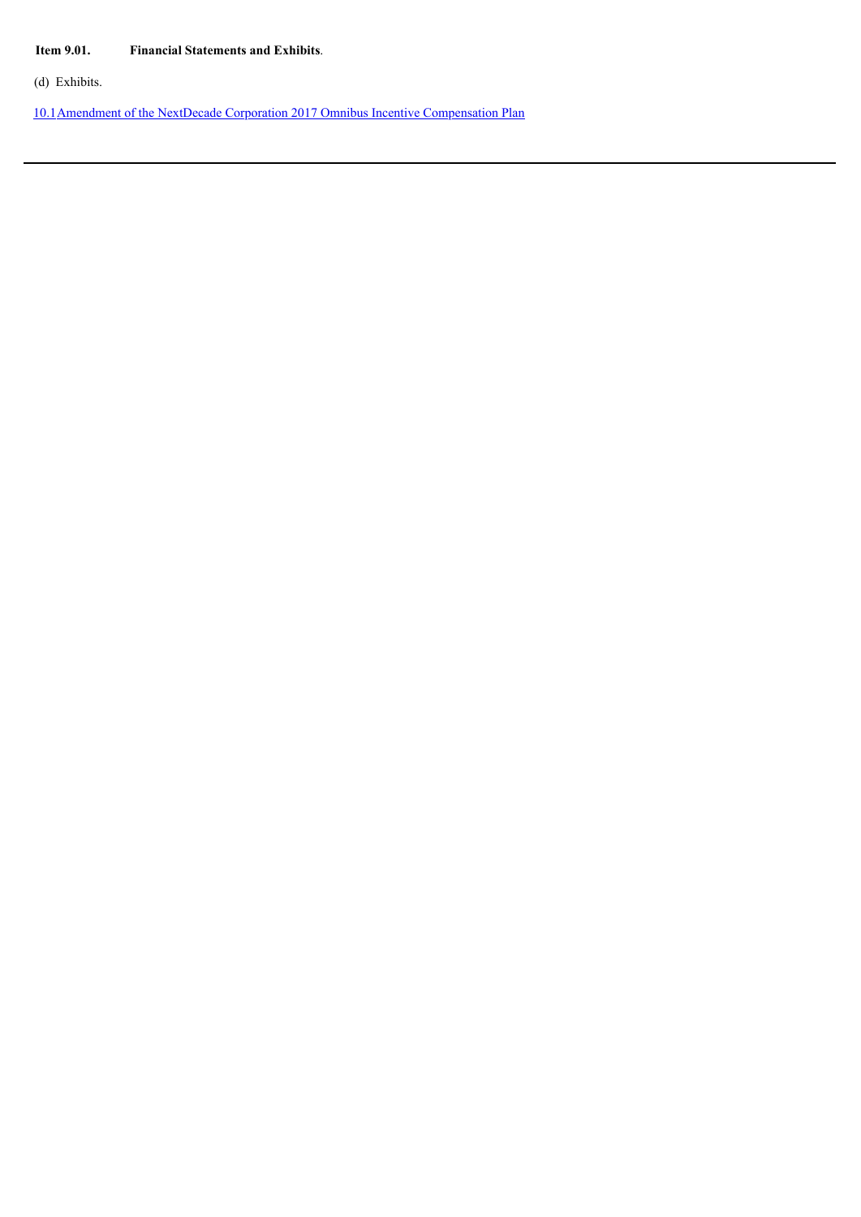**Item 9.01. Financial Statements and Exhibits**.

(d) Exhibits.

10.1 Amendment of the NextDecade Corporation 2017 Omnibus Incentive Compensation Plan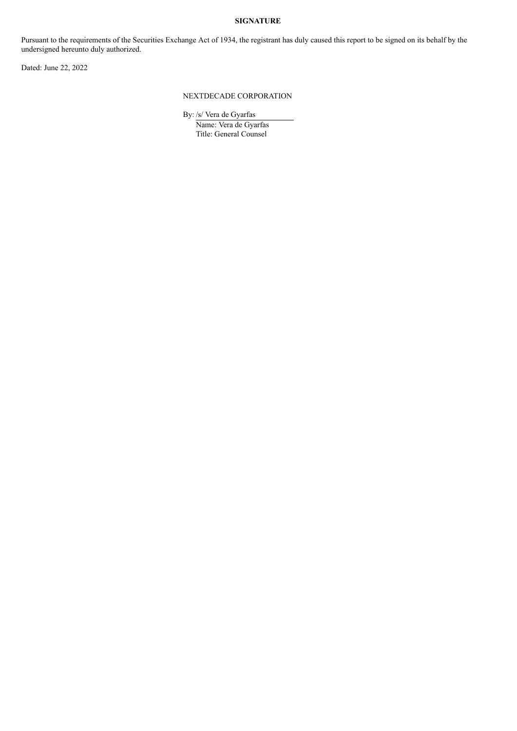**SIGNATURE**

Pursuant to the requirements of the Securities Exchange Act of 1934, the registrant has duly caused this report to be signed on its behalf by the undersigned hereunto duly authorized.

Dated: June 22, 2022

NEXTDECADE CORPORATION

By: /s/ Vera de Gyarfas
Name: Vera de Gyarfas
Title: General Counsel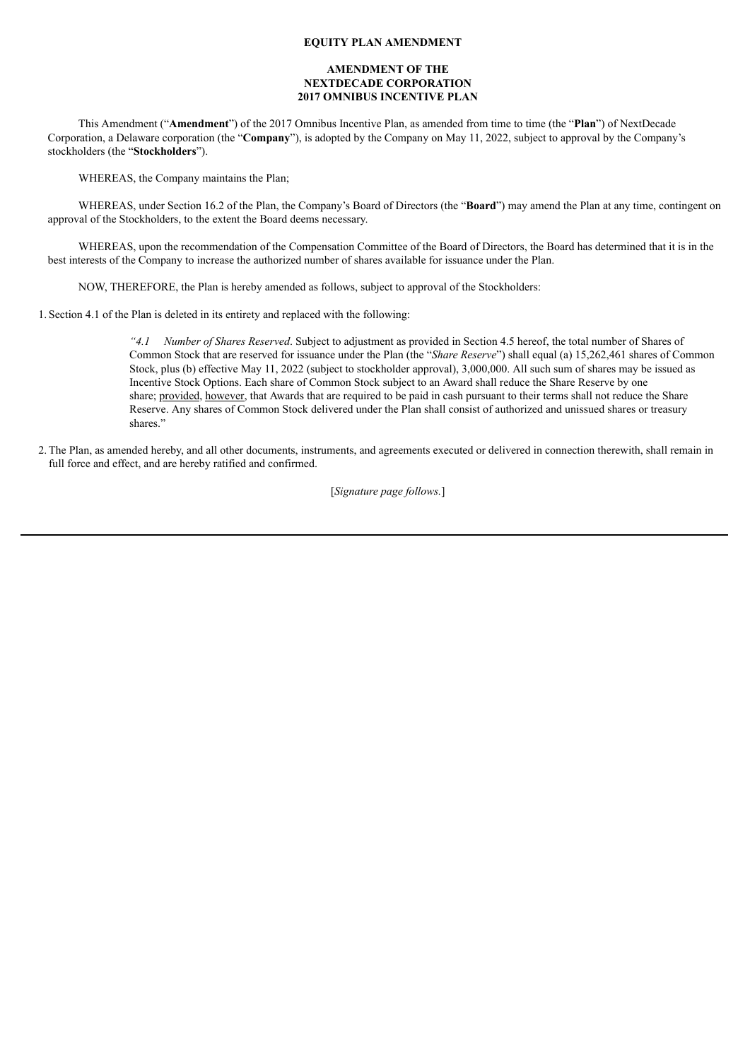**EQUITY PLAN AMENDMENT**

**AMENDMENT OF THE NEXTDECADE CORPORATION 2017 OMNIBUS INCENTIVE PLAN**

This Amendment ("**Amendment**") of the 2017 Omnibus Incentive Plan, as amended from time to time (the "**Plan**") of NextDecade Corporation, a Delaware corporation (the "**Company**"), is adopted by the Company on May 11, 2022, subject to approval by the Company's stockholders (the "**Stockholders**").

WHEREAS, the Company maintains the Plan;

WHEREAS, under Section 16.2 of the Plan, the Company's Board of Directors (the "**Board**") may amend the Plan at any time, contingent on approval of the Stockholders, to the extent the Board deems necessary.

WHEREAS, upon the recommendation of the Compensation Committee of the Board of Directors, the Board has determined that it is in the best interests of the Company to increase the authorized number of shares available for issuance under the Plan.

NOW, THEREFORE, the Plan is hereby amended as follows, subject to approval of the Stockholders:

1. Section 4.1 of the Plan is deleted in its entirety and replaced with the following:

> *"4.1 Number of Shares Reserved*. Subject to adjustment as provided in Section 4.5 hereof, the total number of Shares of Common Stock that are reserved for issuance under the Plan (the "*Share Reserve*") shall equal (a) 15,262,461 shares of Common Stock, plus (b) effective May 11, 2022 (subject to stockholder approval), 3,000,000. All such sum of shares may be issued as Incentive Stock Options. Each share of Common Stock subject to an Award shall reduce the Share Reserve by one share; provided, however, that Awards that are required to be paid in cash pursuant to their terms shall not reduce the Share Reserve. Any shares of Common Stock delivered under the Plan shall consist of authorized and unissued shares or treasury shares."

2. The Plan, as amended hereby, and all other documents, instruments, and agreements executed or delivered in connection therewith, shall remain in full force and effect, and are hereby ratified and confirmed.

[*Signature page follows.*]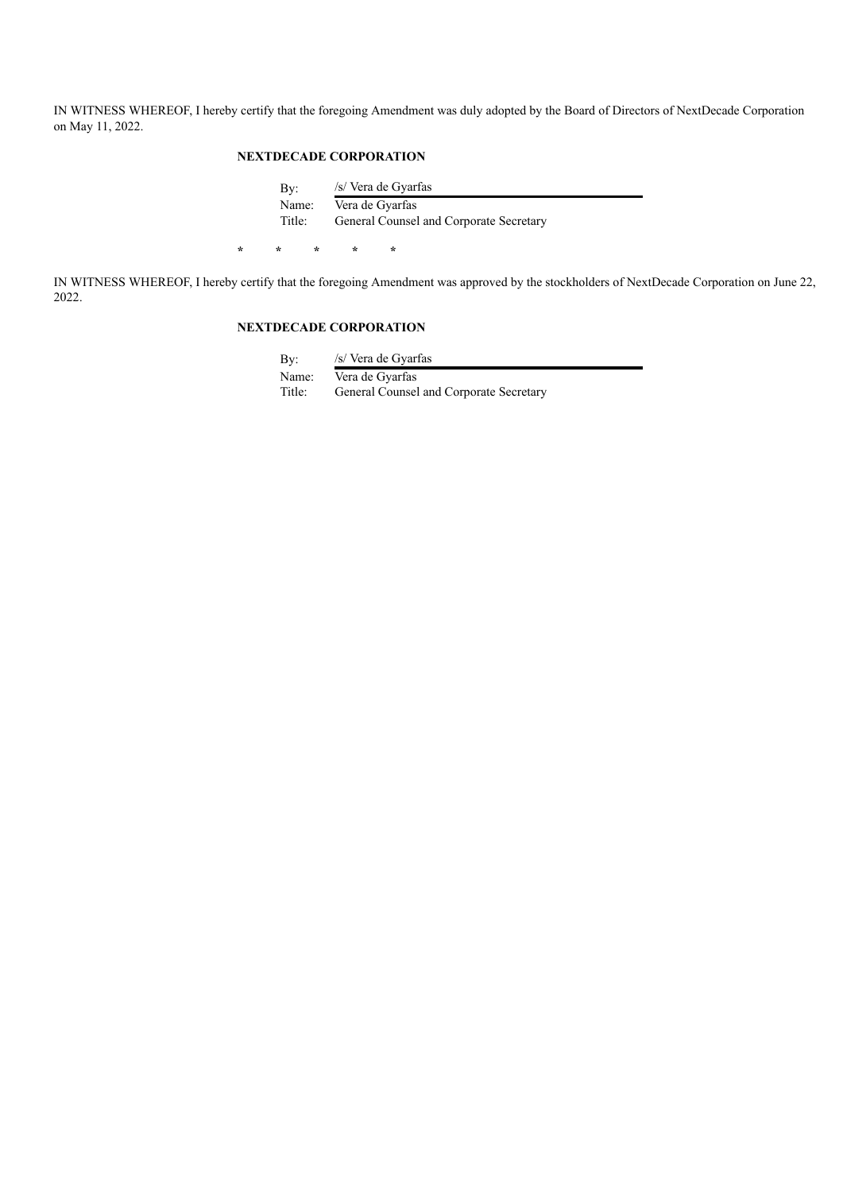IN WITNESS WHEREOF, I hereby certify that the foregoing Amendment was duly adopted by the Board of Directors of NextDecade Corporation on May 11, 2022.

**NEXTDECADE CORPORATION**

By: /s/ Vera de Gyarfas
Name: Vera de Gyarfas
Title: General Counsel and Corporate Secretary

\* \* \* \* \*

IN WITNESS WHEREOF, I hereby certify that the foregoing Amendment was approved by the stockholders of NextDecade Corporation on June 22, 2022.

**NEXTDECADE CORPORATION**

By: /s/ Vera de Gyarfas
Name: Vera de Gyarfas
Title: General Counsel and Corporate Secretary